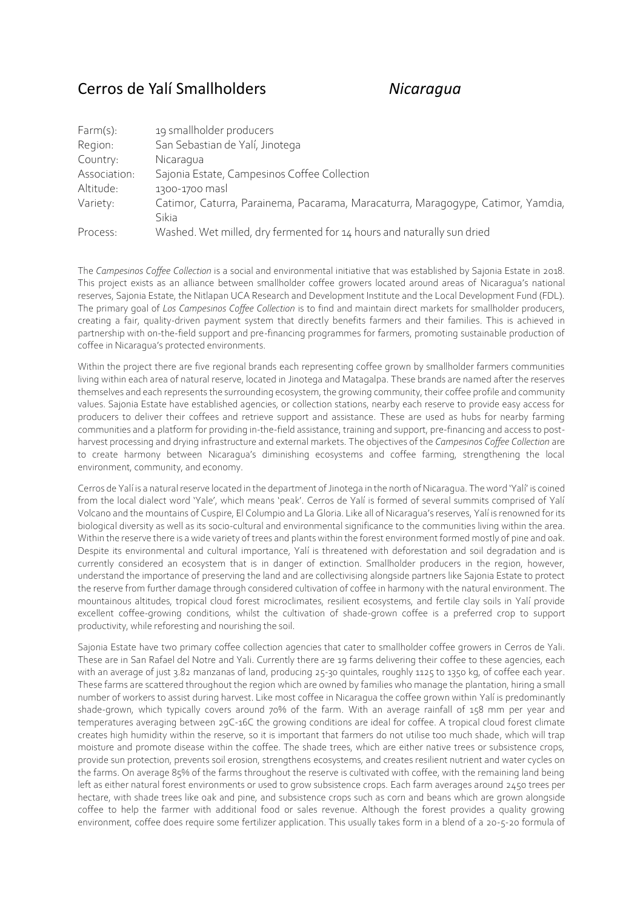# Cerros de Yalí Smallholders *Nicaragua*

| | |
|---|---|
| Farm(s): | 19 smallholder producers |
| Region: | San Sebastian de Yalí, Jinotega |
| Country: | Nicaragua |
| Association: | Sajonia Estate, Campesinos Coffee Collection |
| Altitude: | 1300-1700 masl |
| Variety: | Catimor, Caturra, Parainema, Pacarama, Maracaturra, Maragogype, Catimor, Yamdia, Sikia |
| Process: | Washed. Wet milled, dry fermented for 14 hours and naturally sun dried |

The *Campesinos Coffee Collection* is a social and environmental initiative that was established by Sajonia Estate in 2018. This project exists as an alliance between smallholder coffee growers located around areas of Nicaragua's national reserves, Sajonia Estate, the Nitlapan UCA Research and Development Institute and the Local Development Fund (FDL). The primary goal of *Los Campesinos Coffee Collection* is to find and maintain direct markets for smallholder producers, creating a fair, quality-driven payment system that directly benefits farmers and their families. This is achieved in partnership with on-the-field support and pre-financing programmes for farmers, promoting sustainable production of coffee in Nicaragua's protected environments.

Within the project there are five regional brands each representing coffee grown by smallholder farmers communities living within each area of natural reserve, located in Jinotega and Matagalpa. These brands are named after the reserves themselves and each represents the surrounding ecosystem, the growing community, their coffee profile and community values. Sajonia Estate have established agencies, or collection stations, nearby each reserve to provide easy access for producers to deliver their coffees and retrieve support and assistance. These are used as hubs for nearby farming communities and a platform for providing in-the-field assistance, training and support, pre-financing and access to post-harvest processing and drying infrastructure and external markets. The objectives of the *Campesinos Coffee Collection* are to create harmony between Nicaragua's diminishing ecosystems and coffee farming, strengthening the local environment, community, and economy.

Cerros de Yalí is a natural reserve located in the department of Jinotega in the north of Nicaragua. The word 'Yalí' is coined from the local dialect word 'Yale', which means 'peak'. Cerros de Yalí is formed of several summits comprised of Yalí Volcano and the mountains of Cuspire, El Columpio and La Gloria. Like all of Nicaragua's reserves, Yalí is renowned for its biological diversity as well as its socio-cultural and environmental significance to the communities living within the area. Within the reserve there is a wide variety of trees and plants within the forest environment formed mostly of pine and oak. Despite its environmental and cultural importance, Yalí is threatened with deforestation and soil degradation and is currently considered an ecosystem that is in danger of extinction. Smallholder producers in the region, however, understand the importance of preserving the land and are collectivising alongside partners like Sajonia Estate to protect the reserve from further damage through considered cultivation of coffee in harmony with the natural environment. The mountainous altitudes, tropical cloud forest microclimates, resilient ecosystems, and fertile clay soils in Yalí provide excellent coffee-growing conditions, whilst the cultivation of shade-grown coffee is a preferred crop to support productivity, while reforesting and nourishing the soil.

Sajonia Estate have two primary coffee collection agencies that cater to smallholder coffee growers in Cerros de Yali. These are in San Rafael del Notre and Yali. Currently there are 19 farms delivering their coffee to these agencies, each with an average of just 3.82 manzanas of land, producing 25-30 quintales, roughly 1125 to 1350 kg, of coffee each year. These farms are scattered throughout the region which are owned by families who manage the plantation, hiring a small number of workers to assist during harvest. Like most coffee in Nicaragua the coffee grown within Yalí is predominantly shade-grown, which typically covers around 70% of the farm. With an average rainfall of 158 mm per year and temperatures averaging between 29C-16C the growing conditions are ideal for coffee. A tropical cloud forest climate creates high humidity within the reserve, so it is important that farmers do not utilise too much shade, which will trap moisture and promote disease within the coffee. The shade trees, which are either native trees or subsistence crops, provide sun protection, prevents soil erosion, strengthens ecosystems, and creates resilient nutrient and water cycles on the farms. On average 85% of the farms throughout the reserve is cultivated with coffee, with the remaining land being left as either natural forest environments or used to grow subsistence crops. Each farm averages around 2450 trees per hectare, with shade trees like oak and pine, and subsistence crops such as corn and beans which are grown alongside coffee to help the farmer with additional food or sales revenue. Although the forest provides a quality growing environment, coffee does require some fertilizer application. This usually takes form in a blend of a 20-5-20 formula of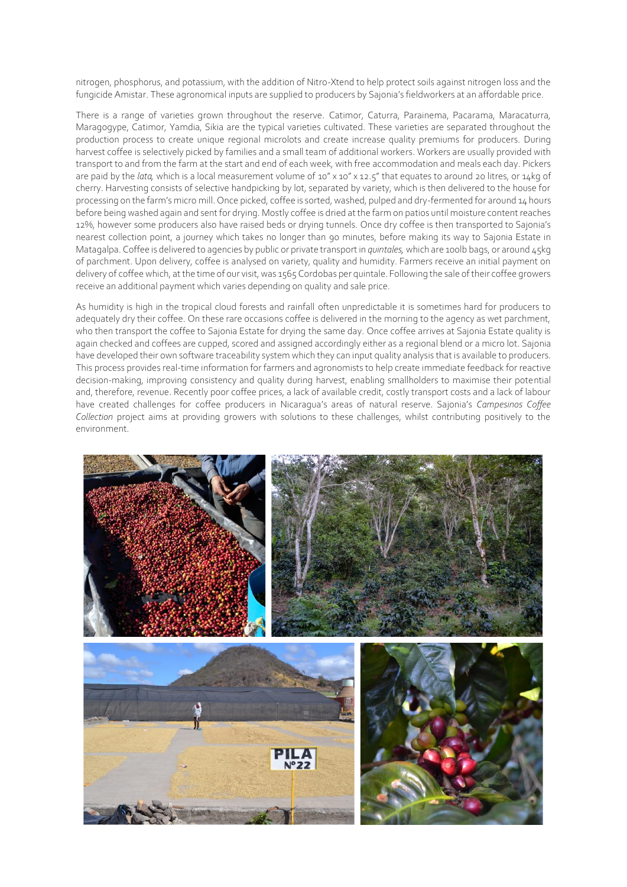nitrogen, phosphorus, and potassium, with the addition of Nitro-Xtend to help protect soils against nitrogen loss and the fungicide Amistar. These agronomical inputs are supplied to producers by Sajonia's fieldworkers at an affordable price.

There is a range of varieties grown throughout the reserve. Catimor, Caturra, Parainema, Pacarama, Maracaturra, Maragogype, Catimor, Yamdia, Sikia are the typical varieties cultivated. These varieties are separated throughout the production process to create unique regional microlots and create increase quality premiums for producers. During harvest coffee is selectively picked by families and a small team of additional workers. Workers are usually provided with transport to and from the farm at the start and end of each week, with free accommodation and meals each day. Pickers are paid by the *lata,* which is a local measurement volume of 10" x 10" x 12.5" that equates to around 20 litres, or 14kg of cherry. Harvesting consists of selective handpicking by lot, separated by variety, which is then delivered to the house for processing on the farm's micro mill. Once picked, coffee is sorted, washed, pulped and dry-fermented for around 14 hours before being washed again and sent for drying. Mostly coffee is dried at the farm on patios until moisture content reaches 12%, however some producers also have raised beds or drying tunnels. Once dry coffee is then transported to Sajonia's nearest collection point, a journey which takes no longer than 90 minutes, before making its way to Sajonia Estate in Matagalpa. Coffee is delivered to agencies by public or private transport in *quintales,* which are 100lb bags, or around 45kg of parchment. Upon delivery, coffee is analysed on variety, quality and humidity. Farmers receive an initial payment on delivery of coffee which, at the time of our visit, was 1565 Cordobas per quintale. Following the sale of their coffee growers receive an additional payment which varies depending on quality and sale price.

As humidity is high in the tropical cloud forests and rainfall often unpredictable it is sometimes hard for producers to adequately dry their coffee. On these rare occasions coffee is delivered in the morning to the agency as wet parchment, who then transport the coffee to Sajonia Estate for drying the same day. Once coffee arrives at Sajonia Estate quality is again checked and coffees are cupped, scored and assigned accordingly either as a regional blend or a micro lot. Sajonia have developed their own software traceability system which they can input quality analysis that is available to producers. This process provides real-time information for farmers and agronomists to help create immediate feedback for reactive decision-making, improving consistency and quality during harvest, enabling smallholders to maximise their potential and, therefore, revenue. Recently poor coffee prices, a lack of available credit, costly transport costs and a lack of labour have created challenges for coffee producers in Nicaragua's areas of natural reserve. Sajonia's *Campesinos Coffee Collection* project aims at providing growers with solutions to these challenges, whilst contributing positively to the environment.